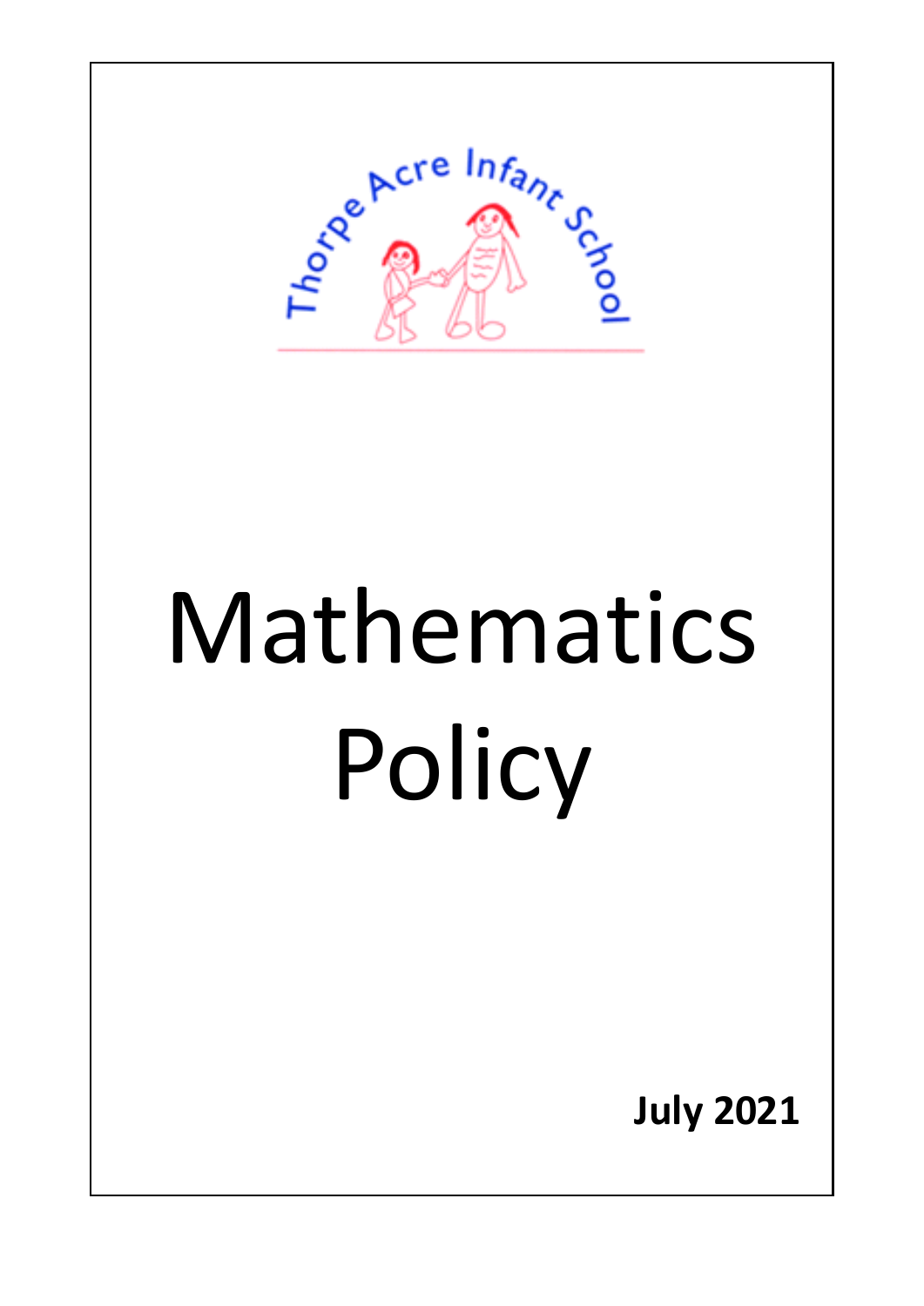Thorpe Acre Infant School

# Mathematics Policy

**July 2021**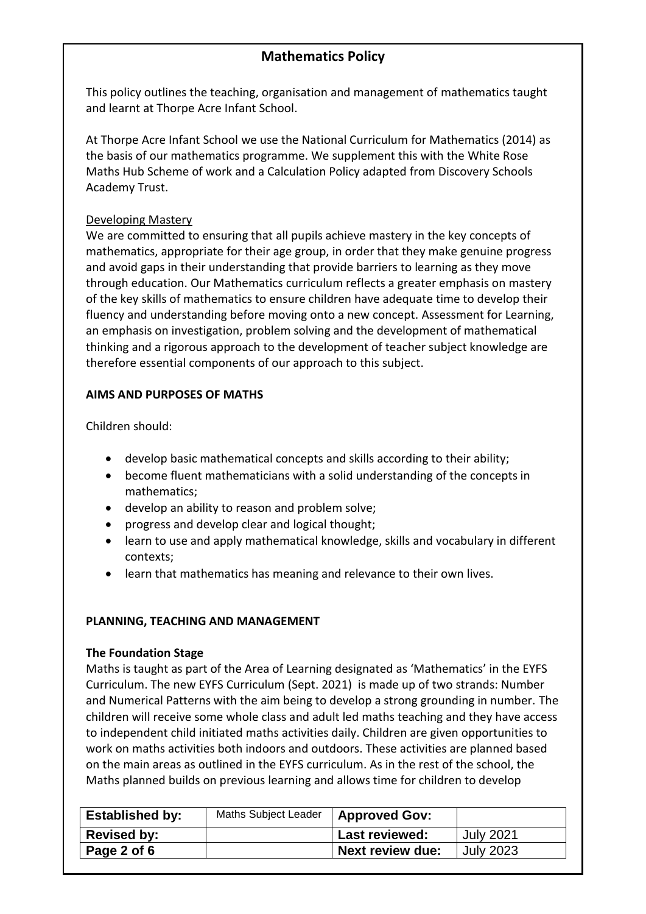# Mathematics Policy

This policy outlines the teaching, organisation and management of mathematics taught and learnt at Thorpe Acre Infant School.

At Thorpe Acre Infant School we use the National Curriculum for Mathematics (2014) as the basis of our mathematics programme. We supplement this with the White Rose Maths Hub Scheme of work and a Calculation Policy adapted from Discovery Schools Academy Trust.

Developing Mastery

We are committed to ensuring that all pupils achieve mastery in the key concepts of mathematics, appropriate for their age group, in order that they make genuine progress and avoid gaps in their understanding that provide barriers to learning as they move through education. Our Mathematics curriculum reflects a greater emphasis on mastery of the key skills of mathematics to ensure children have adequate time to develop their fluency and understanding before moving onto a new concept. Assessment for Learning, an emphasis on investigation, problem solving and the development of mathematical thinking and a rigorous approach to the development of teacher subject knowledge are therefore essential components of our approach to this subject.

## AIMS AND PURPOSES OF MATHS

Children should:

- develop basic mathematical concepts and skills according to their ability;
- become fluent mathematicians with a solid understanding of the concepts in mathematics;
- develop an ability to reason and problem solve;
- progress and develop clear and logical thought;
- learn to use and apply mathematical knowledge, skills and vocabulary in different contexts;
- learn that mathematics has meaning and relevance to their own lives.

## PLANNING, TEACHING AND MANAGEMENT

### The Foundation Stage

Maths is taught as part of the Area of Learning designated as 'Mathematics' in the EYFS Curriculum. The new EYFS Curriculum (Sept. 2021) is made up of two strands: Number and Numerical Patterns with the aim being to develop a strong grounding in number. The children will receive some whole class and adult led maths teaching and they have access to independent child initiated maths activities daily. Children are given opportunities to work on maths activities both indoors and outdoors. These activities are planned based on the main areas as outlined in the EYFS curriculum. As in the rest of the school, the Maths planned builds on previous learning and allows time for children to develop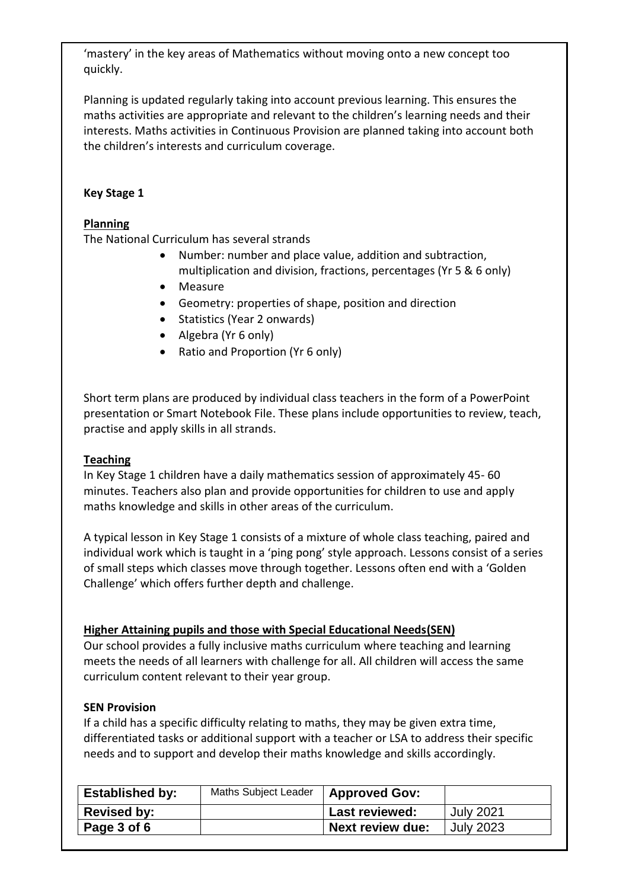'mastery' in the key areas of Mathematics without moving onto a new concept too quickly.

Planning is updated regularly taking into account previous learning. This ensures the maths activities are appropriate and relevant to the children's learning needs and their interests. Maths activities in Continuous Provision are planned taking into account both the children's interests and curriculum coverage.

**Key Stage 1**

**Planning**

The National Curriculum has several strands

- Number: number and place value, addition and subtraction, multiplication and division, fractions, percentages (Yr 5 & 6 only)
- Measure
- Geometry: properties of shape, position and direction
- Statistics (Year 2 onwards)
- Algebra (Yr 6 only)
- Ratio and Proportion (Yr 6 only)

Short term plans are produced by individual class teachers in the form of a PowerPoint presentation or Smart Notebook File. These plans include opportunities to review, teach, practise and apply skills in all strands.

**Teaching**

In Key Stage 1 children have a daily mathematics session of approximately 45- 60 minutes. Teachers also plan and provide opportunities for children to use and apply maths knowledge and skills in other areas of the curriculum.

A typical lesson in Key Stage 1 consists of a mixture of whole class teaching, paired and individual work which is taught in a 'ping pong' style approach. Lessons consist of a series of small steps which classes move through together. Lessons often end with a 'Golden Challenge' which offers further depth and challenge.

**Higher Attaining pupils and those with Special Educational Needs(SEN)**

Our school provides a fully inclusive maths curriculum where teaching and learning meets the needs of all learners with challenge for all. All children will access the same curriculum content relevant to their year group.

**SEN Provision**

If a child has a specific difficulty relating to maths, they may be given extra time, differentiated tasks or additional support with a teacher or LSA to address their specific needs and to support and develop their maths knowledge and skills accordingly.

| **Established by:** | Maths Subject Leader | **Approved Gov:** | |
|---|---|---|---|
| **Revised by:** | | **Last reviewed:** | July 2021 |
| **Page 3 of 6** | | **Next review due:** | July 2023 |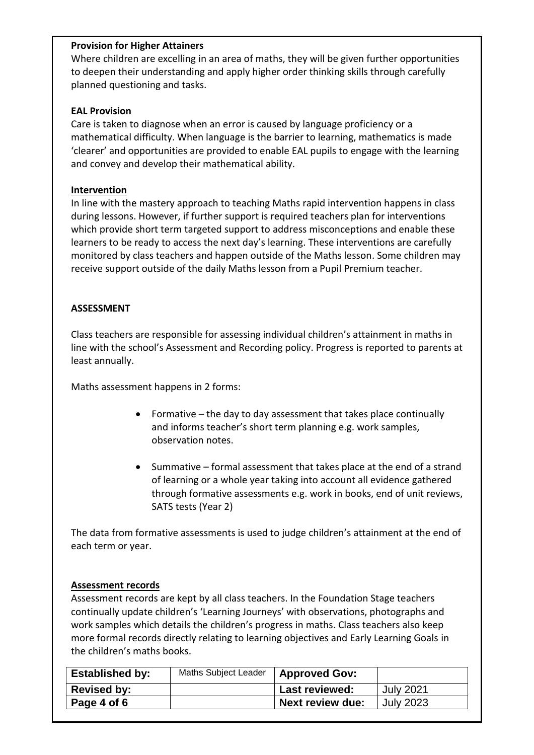**Provision for Higher Attainers**

Where children are excelling in an area of maths, they will be given further opportunities to deepen their understanding and apply higher order thinking skills through carefully planned questioning and tasks.

**EAL Provision**

Care is taken to diagnose when an error is caused by language proficiency or a mathematical difficulty. When language is the barrier to learning, mathematics is made 'clearer' and opportunities are provided to enable EAL pupils to engage with the learning and convey and develop their mathematical ability.

**Intervention**

In line with the mastery approach to teaching Maths rapid intervention happens in class during lessons. However, if further support is required teachers plan for interventions which provide short term targeted support to address misconceptions and enable these learners to be ready to access the next day's learning. These interventions are carefully monitored by class teachers and happen outside of the Maths lesson. Some children may receive support outside of the daily Maths lesson from a Pupil Premium teacher.

**ASSESSMENT**

Class teachers are responsible for assessing individual children's attainment in maths in line with the school's Assessment and Recording policy. Progress is reported to parents at least annually.

Maths assessment happens in 2 forms:

- Formative – the day to day assessment that takes place continually and informs teacher's short term planning e.g. work samples, observation notes.
- Summative – formal assessment that takes place at the end of a strand of learning or a whole year taking into account all evidence gathered through formative assessments e.g. work in books, end of unit reviews, SATS tests (Year 2)

The data from formative assessments is used to judge children's attainment at the end of each term or year.

**Assessment records**

Assessment records are kept by all class teachers. In the Foundation Stage teachers continually update children's 'Learning Journeys' with observations, photographs and work samples which details the children's progress in maths. Class teachers also keep more formal records directly relating to learning objectives and Early Learning Goals in the children's maths books.

| **Established by:** | Maths Subject Leader | **Approved Gov:** | |
|---|---|---|---|
| **Revised by:** | | **Last reviewed:** | July 2021 |
| **Page 4 of 6** | | **Next review due:** | July 2023 |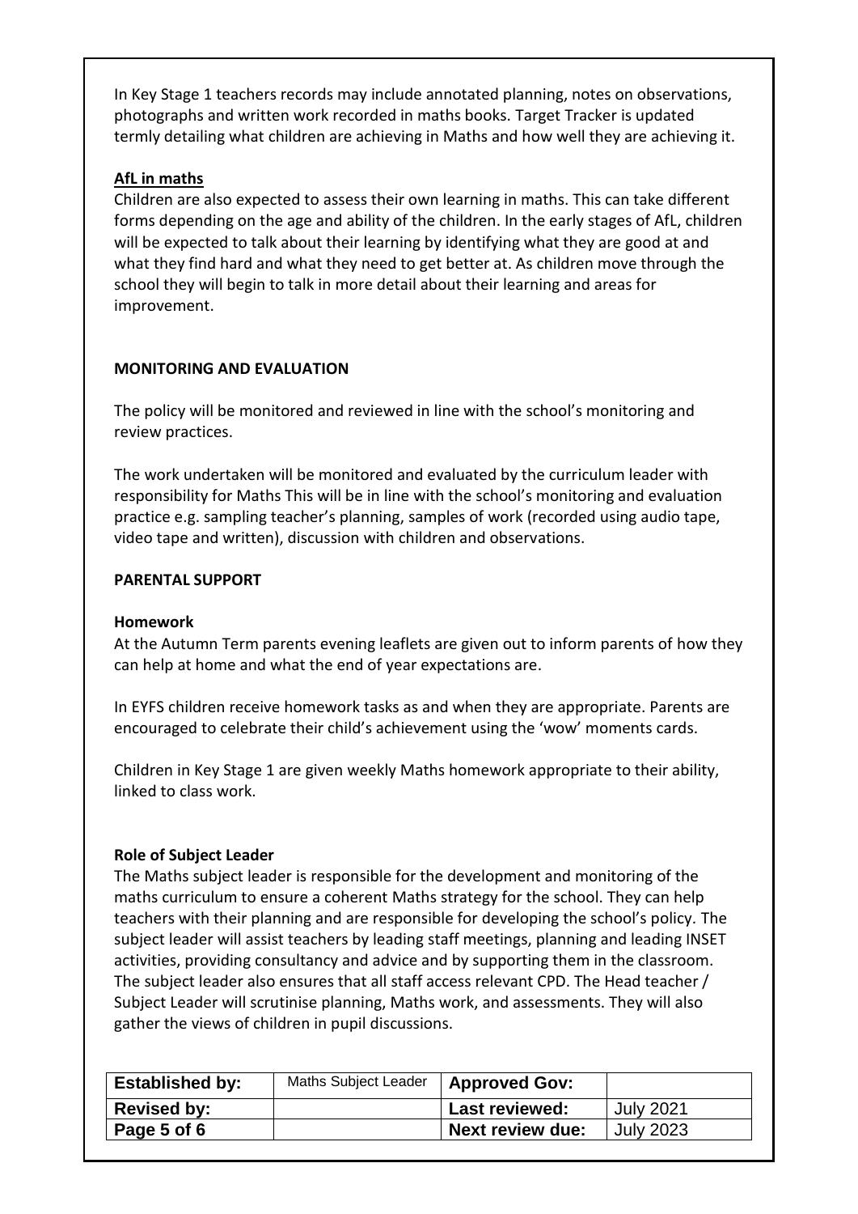In Key Stage 1 teachers records may include annotated planning, notes on observations, photographs and written work recorded in maths books. Target Tracker is updated termly detailing what children are achieving in Maths and how well they are achieving it.

**AfL in maths**

Children are also expected to assess their own learning in maths. This can take different forms depending on the age and ability of the children. In the early stages of AfL, children will be expected to talk about their learning by identifying what they are good at and what they find hard and what they need to get better at. As children move through the school they will begin to talk in more detail about their learning and areas for improvement.

## MONITORING AND EVALUATION

The policy will be monitored and reviewed in line with the school's monitoring and review practices.

The work undertaken will be monitored and evaluated by the curriculum leader with responsibility for Maths This will be in line with the school's monitoring and evaluation practice e.g. sampling teacher's planning, samples of work (recorded using audio tape, video tape and written), discussion with children and observations.

## PARENTAL SUPPORT

### Homework

At the Autumn Term parents evening leaflets are given out to inform parents of how they can help at home and what the end of year expectations are.

In EYFS children receive homework tasks as and when they are appropriate. Parents are encouraged to celebrate their child's achievement using the 'wow' moments cards.

Children in Key Stage 1 are given weekly Maths homework appropriate to their ability, linked to class work.

### Role of Subject Leader

The Maths subject leader is responsible for the development and monitoring of the maths curriculum to ensure a coherent Maths strategy for the school. They can help teachers with their planning and are responsible for developing the school's policy. The subject leader will assist teachers by leading staff meetings, planning and leading INSET activities, providing consultancy and advice and by supporting them in the classroom. The subject leader also ensures that all staff access relevant CPD. The Head teacher / Subject Leader will scrutinise planning, Maths work, and assessments. They will also gather the views of children in pupil discussions.

| **Established by:** | Maths Subject Leader | **Approved Gov:** | |
|---|---|---|---|
| **Revised by:** | | **Last reviewed:** | July 2021 |
| **Page 5 of 6** | | **Next review due:** | July 2023 |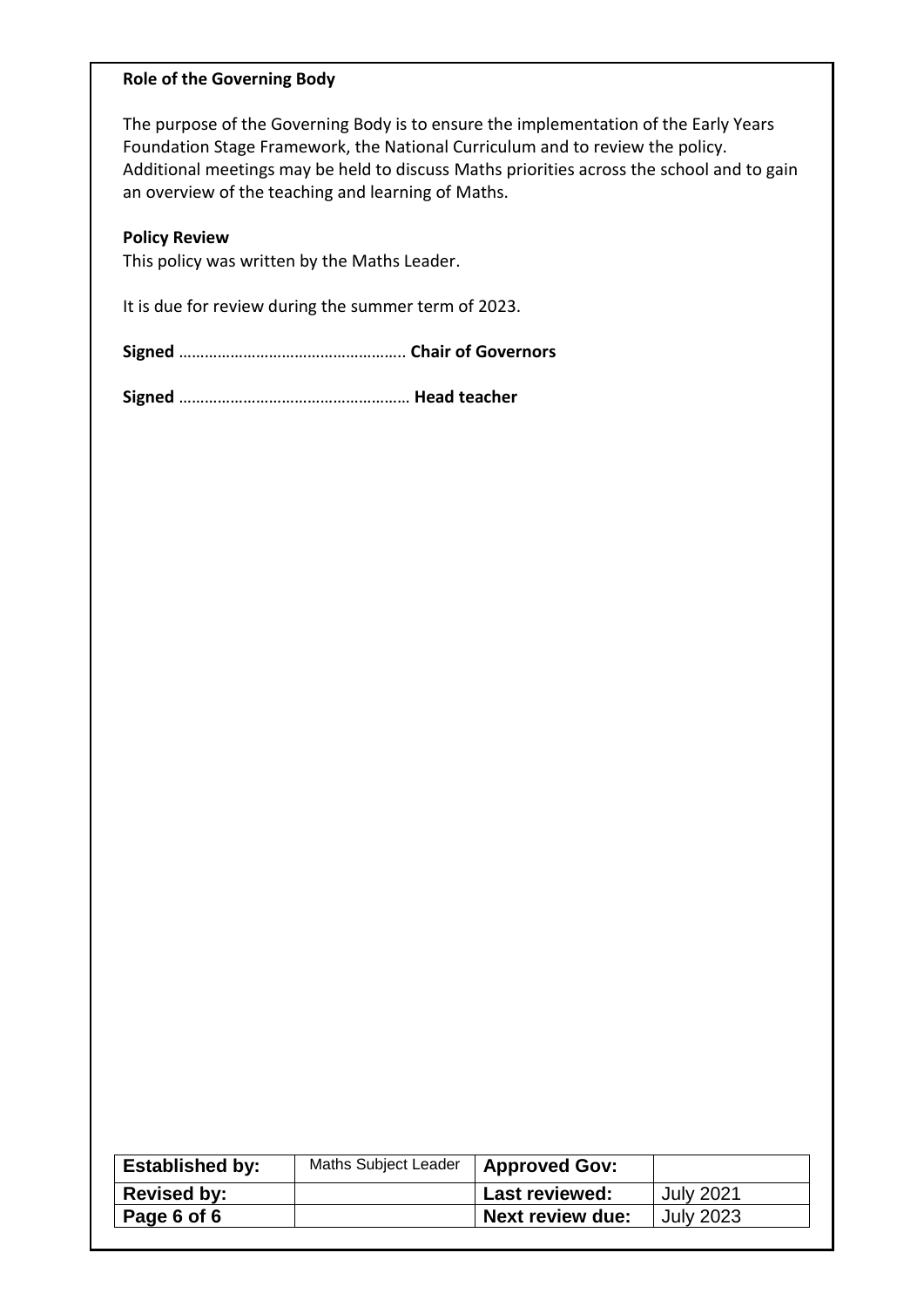**Role of the Governing Body**

The purpose of the Governing Body is to ensure the implementation of the Early Years Foundation Stage Framework, the National Curriculum and to review the policy. Additional meetings may be held to discuss Maths priorities across the school and to gain an overview of the teaching and learning of Maths.

**Policy Review**

This policy was written by the Maths Leader.

It is due for review during the summer term of 2023.

**Signed** …………………………………………….. **Chair of Governors**

**Signed** ……………………………………………… **Head teacher**

| | | | |
|---|---|---|---|
| **Established by:** | Maths Subject Leader | **Approved Gov:** | |
| **Revised by:** | | **Last reviewed:** | July 2021 |
| **Page 6 of 6** | | **Next review due:** | July 2023 |